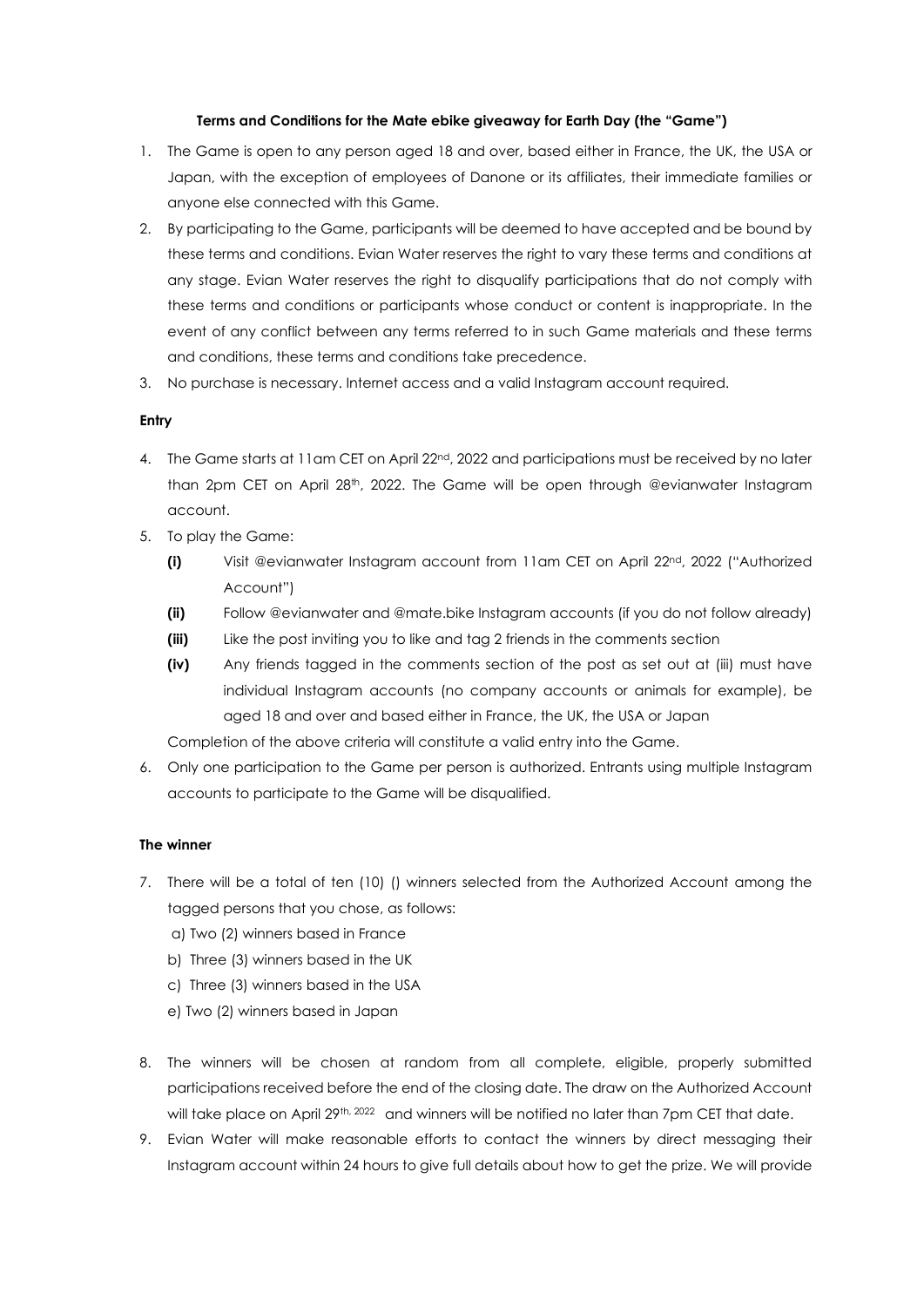**Terms and Conditions for the Mate ebike giveaway for Earth Day (the "Game")**

1. The Game is open to any person aged 18 and over, based either in France, the UK, the USA or Japan, with the exception of employees of Danone or its affiliates, their immediate families or anyone else connected with this Game.
2. By participating to the Game, participants will be deemed to have accepted and be bound by these terms and conditions. Evian Water reserves the right to vary these terms and conditions at any stage. Evian Water reserves the right to disqualify participations that do not comply with these terms and conditions or participants whose conduct or content is inappropriate. In the event of any conflict between any terms referred to in such Game materials and these terms and conditions, these terms and conditions take precedence.
3. No purchase is necessary. Internet access and a valid Instagram account required.

**Entry**

4. The Game starts at 11am CET on April 22nd, 2022 and participations must be received by no later than 2pm CET on April 28th, 2022. The Game will be open through @evianwater Instagram account.
5. To play the Game:
   - **(i)** Visit @evianwater Instagram account from 11am CET on April 22nd, 2022 ("Authorized Account")
   - **(ii)** Follow @evianwater and @mate.bike Instagram accounts (if you do not follow already)
   - **(iii)** Like the post inviting you to like and tag 2 friends in the comments section
   - **(iv)** Any friends tagged in the comments section of the post as set out at (iii) must have individual Instagram accounts (no company accounts or animals for example), be aged 18 and over and based either in France, the UK, the USA or Japan

   Completion of the above criteria will constitute a valid entry into the Game.
6. Only one participation to the Game per person is authorized. Entrants using multiple Instagram accounts to participate to the Game will be disqualified.

**The winner**

7. There will be a total of ten (10) () winners selected from the Authorized Account among the tagged persons that you chose, as follows:
   a) Two (2) winners based in France
   b) Three (3) winners based in the UK
   c) Three (3) winners based in the USA
   e) Two (2) winners based in Japan
8. The winners will be chosen at random from all complete, eligible, properly submitted participations received before the end of the closing date. The draw on the Authorized Account will take place on April 29th, 2022 and winners will be notified no later than 7pm CET that date.
9. Evian Water will make reasonable efforts to contact the winners by direct messaging their Instagram account within 24 hours to give full details about how to get the prize. We will provide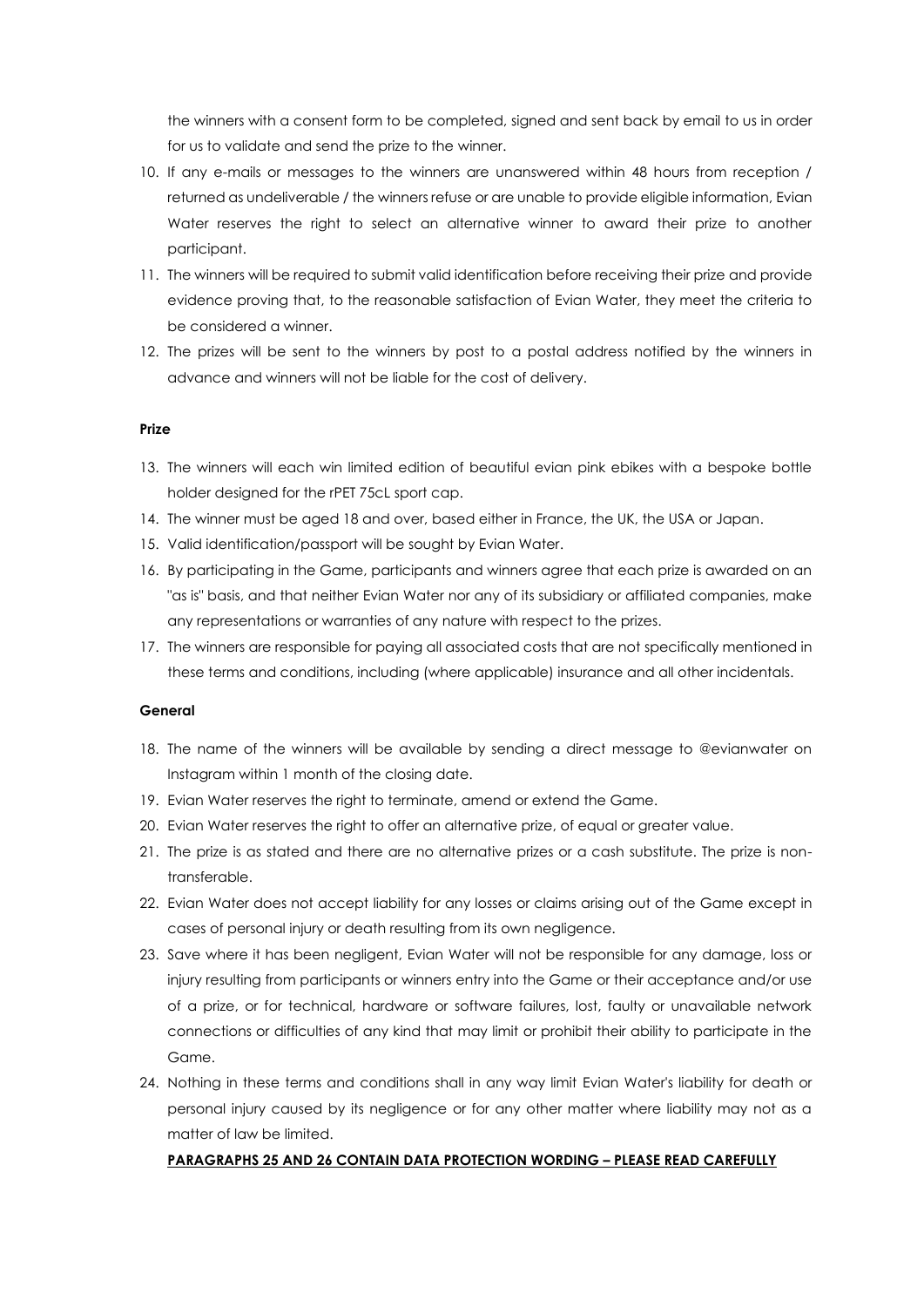the winners with a consent form to be completed, signed and sent back by email to us in order for us to validate and send the prize to the winner.

10. If any e-mails or messages to the winners are unanswered within 48 hours from reception / returned as undeliverable / the winners refuse or are unable to provide eligible information, Evian Water reserves the right to select an alternative winner to award their prize to another participant.
11. The winners will be required to submit valid identification before receiving their prize and provide evidence proving that, to the reasonable satisfaction of Evian Water, they meet the criteria to be considered a winner.
12. The prizes will be sent to the winners by post to a postal address notified by the winners in advance and winners will not be liable for the cost of delivery.

**Prize**

13. The winners will each win limited edition of beautiful evian pink ebikes with a bespoke bottle holder designed for the rPET 75cL sport cap.
14. The winner must be aged 18 and over, based either in France, the UK, the USA or Japan.
15. Valid identification/passport will be sought by Evian Water.
16. By participating in the Game, participants and winners agree that each prize is awarded on an "as is" basis, and that neither Evian Water nor any of its subsidiary or affiliated companies, make any representations or warranties of any nature with respect to the prizes.
17. The winners are responsible for paying all associated costs that are not specifically mentioned in these terms and conditions, including (where applicable) insurance and all other incidentals.

**General**

18. The name of the winners will be available by sending a direct message to @evianwater on Instagram within 1 month of the closing date.
19. Evian Water reserves the right to terminate, amend or extend the Game.
20. Evian Water reserves the right to offer an alternative prize, of equal or greater value.
21. The prize is as stated and there are no alternative prizes or a cash substitute. The prize is non-transferable.
22. Evian Water does not accept liability for any losses or claims arising out of the Game except in cases of personal injury or death resulting from its own negligence.
23. Save where it has been negligent, Evian Water will not be responsible for any damage, loss or injury resulting from participants or winners entry into the Game or their acceptance and/or use of a prize, or for technical, hardware or software failures, lost, faulty or unavailable network connections or difficulties of any kind that may limit or prohibit their ability to participate in the Game.
24. Nothing in these terms and conditions shall in any way limit Evian Water's liability for death or personal injury caused by its negligence or for any other matter where liability may not as a matter of law be limited.

**PARAGRAPHS 25 AND 26 CONTAIN DATA PROTECTION WORDING – PLEASE READ CAREFULLY**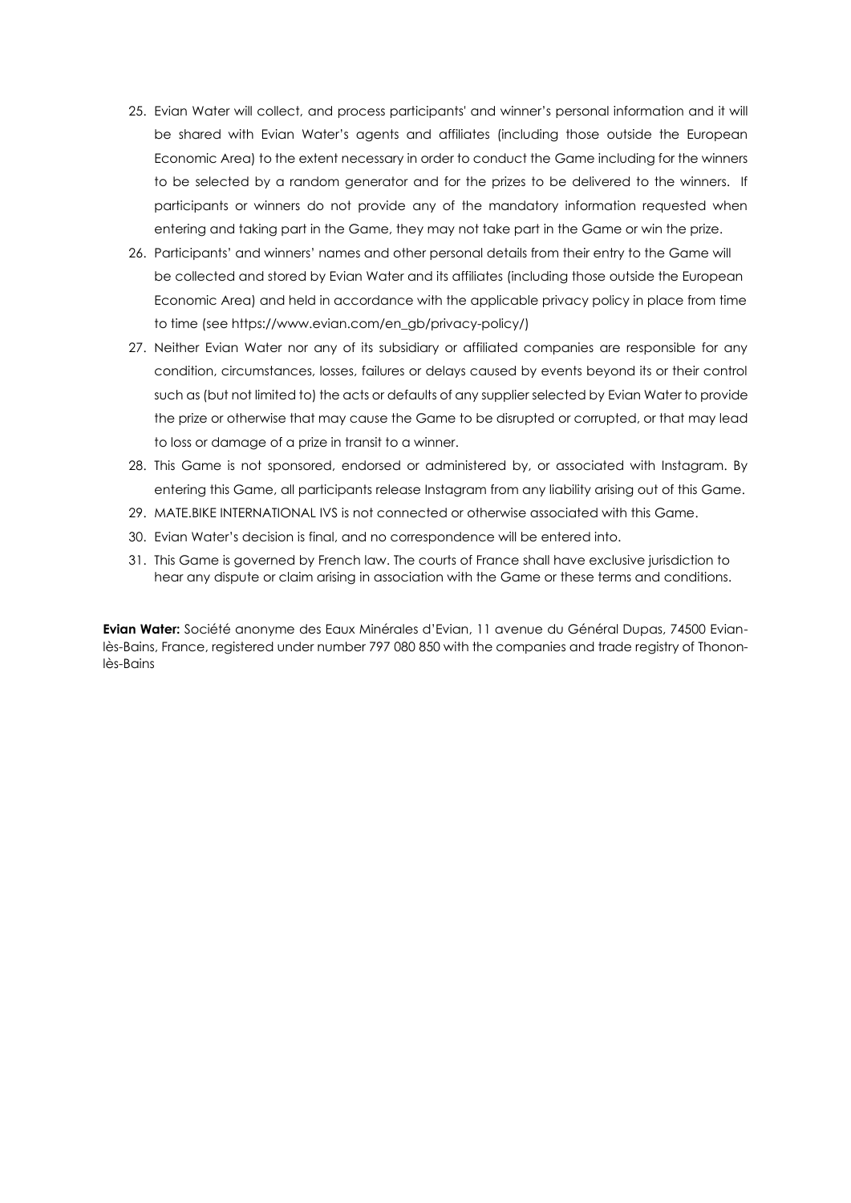25. Evian Water will collect, and process participants' and winner's personal information and it will be shared with Evian Water's agents and affiliates (including those outside the European Economic Area) to the extent necessary in order to conduct the Game including for the winners to be selected by a random generator and for the prizes to be delivered to the winners. If participants or winners do not provide any of the mandatory information requested when entering and taking part in the Game, they may not take part in the Game or win the prize.
26. Participants' and winners' names and other personal details from their entry to the Game will be collected and stored by Evian Water and its affiliates (including those outside the European Economic Area) and held in accordance with the applicable privacy policy in place from time to time (see https://www.evian.com/en_gb/privacy-policy/)
27. Neither Evian Water nor any of its subsidiary or affiliated companies are responsible for any condition, circumstances, losses, failures or delays caused by events beyond its or their control such as (but not limited to) the acts or defaults of any supplier selected by Evian Water to provide the prize or otherwise that may cause the Game to be disrupted or corrupted, or that may lead to loss or damage of a prize in transit to a winner.
28. This Game is not sponsored, endorsed or administered by, or associated with Instagram. By entering this Game, all participants release Instagram from any liability arising out of this Game.
29. MATE.BIKE INTERNATIONAL IVS is not connected or otherwise associated with this Game.
30. Evian Water's decision is final, and no correspondence will be entered into.
31. This Game is governed by French law. The courts of France shall have exclusive jurisdiction to hear any dispute or claim arising in association with the Game or these terms and conditions.

**Evian Water:** Société anonyme des Eaux Minérales d'Evian, 11 avenue du Général Dupas, 74500 Evian-lès-Bains, France, registered under number 797 080 850 with the companies and trade registry of Thonon-lès-Bains